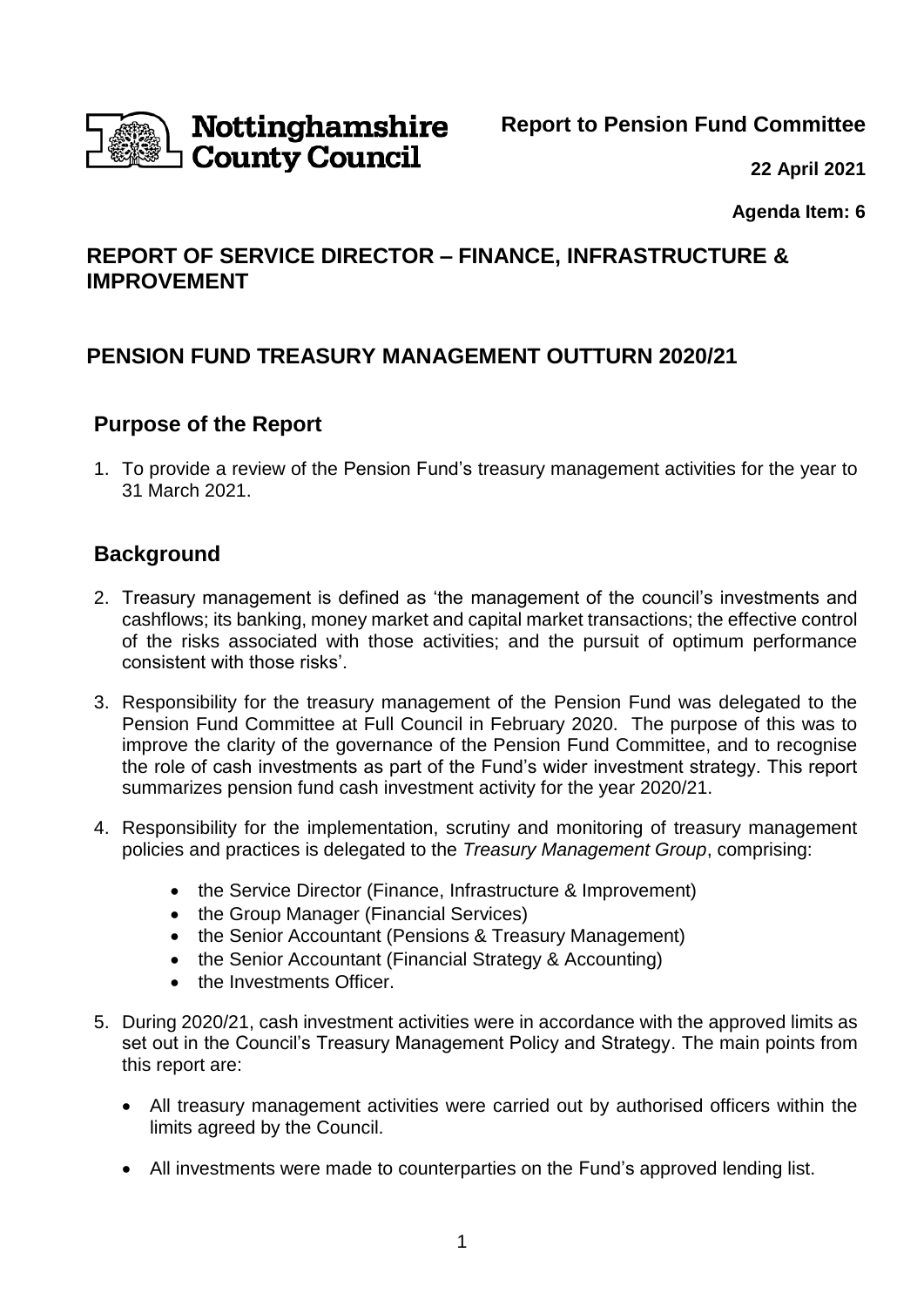Nottinghamshire County Council

**Report to Pension Fund Committee**

**22 April 2021**

**Agenda Item: 6**

## REPORT OF SERVICE DIRECTOR – FINANCE, INFRASTRUCTURE & IMPROVEMENT

## PENSION FUND TREASURY MANAGEMENT OUTTURN 2020/21

### Purpose of the Report

1. To provide a review of the Pension Fund's treasury management activities for the year to 31 March 2021.

### Background

2. Treasury management is defined as 'the management of the council's investments and cashflows; its banking, money market and capital market transactions; the effective control of the risks associated with those activities; and the pursuit of optimum performance consistent with those risks'.

3. Responsibility for the treasury management of the Pension Fund was delegated to the Pension Fund Committee at Full Council in February 2020. The purpose of this was to improve the clarity of the governance of the Pension Fund Committee, and to recognise the role of cash investments as part of the Fund's wider investment strategy. This report summarizes pension fund cash investment activity for the year 2020/21.

4. Responsibility for the implementation, scrutiny and monitoring of treasury management policies and practices is delegated to the *Treasury Management Group*, comprising:

   - the Service Director (Finance, Infrastructure & Improvement)
   - the Group Manager (Financial Services)
   - the Senior Accountant (Pensions & Treasury Management)
   - the Senior Accountant (Financial Strategy & Accounting)
   - the Investments Officer.

5. During 2020/21, cash investment activities were in accordance with the approved limits as set out in the Council's Treasury Management Policy and Strategy. The main points from this report are:

   - All treasury management activities were carried out by authorised officers within the limits agreed by the Council.

   - All investments were made to counterparties on the Fund's approved lending list.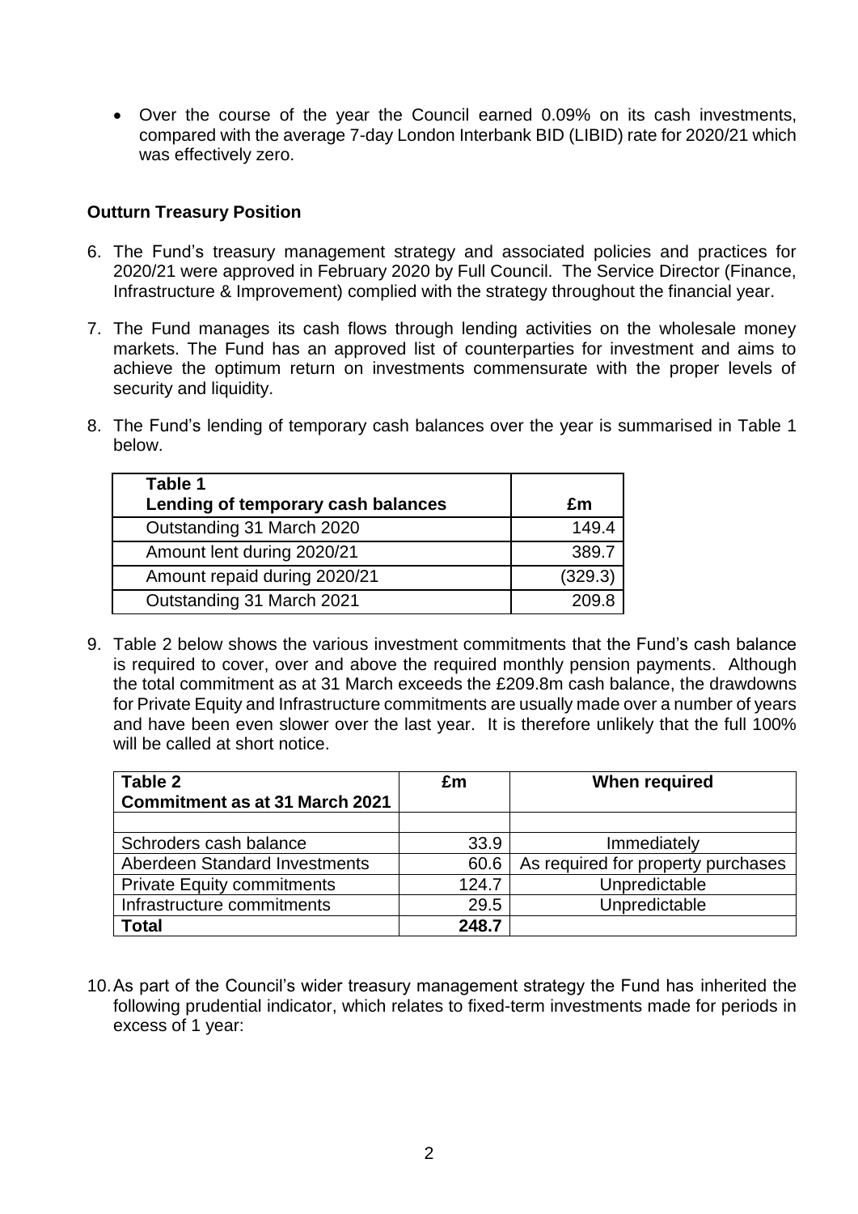- Over the course of the year the Council earned 0.09% on its cash investments, compared with the average 7-day London Interbank BID (LIBID) rate for 2020/21 which was effectively zero.

**Outturn Treasury Position**

6. The Fund's treasury management strategy and associated policies and practices for 2020/21 were approved in February 2020 by Full Council. The Service Director (Finance, Infrastructure & Improvement) complied with the strategy throughout the financial year.

7. The Fund manages its cash flows through lending activities on the wholesale money markets. The Fund has an approved list of counterparties for investment and aims to achieve the optimum return on investments commensurate with the proper levels of security and liquidity.

8. The Fund's lending of temporary cash balances over the year is summarised in Table 1 below.

| Table 1<br>Lending of temporary cash balances | £m |
|---|---|
| Outstanding 31 March 2020 | 149.4 |
| Amount lent during 2020/21 | 389.7 |
| Amount repaid during 2020/21 | (329.3) |
| Outstanding 31 March 2021 | 209.8 |

9. Table 2 below shows the various investment commitments that the Fund's cash balance is required to cover, over and above the required monthly pension payments. Although the total commitment as at 31 March exceeds the £209.8m cash balance, the drawdowns for Private Equity and Infrastructure commitments are usually made over a number of years and have been even slower over the last year. It is therefore unlikely that the full 100% will be called at short notice.

| Table 2<br>Commitment as at 31 March 2021 | £m | When required |
|---|---|---|
| | | |
| Schroders cash balance | 33.9 | Immediately |
| Aberdeen Standard Investments | 60.6 | As required for property purchases |
| Private Equity commitments | 124.7 | Unpredictable |
| Infrastructure commitments | 29.5 | Unpredictable |
| **Total** | **248.7** | |

10. As part of the Council's wider treasury management strategy the Fund has inherited the following prudential indicator, which relates to fixed-term investments made for periods in excess of 1 year: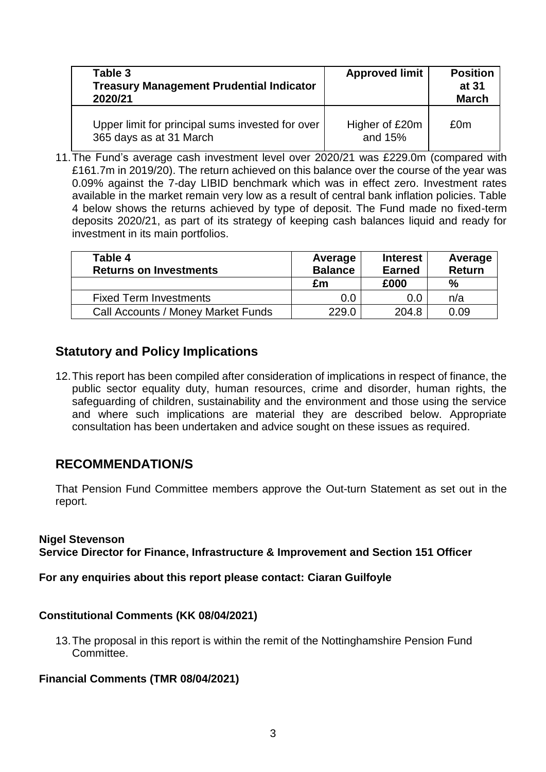| Table 3<br>Treasury Management Prudential Indicator 2020/21 | Approved limit | Position at 31 March |
|---|---|---|
| Upper limit for principal sums invested for over 365 days as at 31 March | Higher of £20m and 15% | £0m |

11. The Fund's average cash investment level over 2020/21 was £229.0m (compared with £161.7m in 2019/20). The return achieved on this balance over the course of the year was 0.09% against the 7-day LIBID benchmark which was in effect zero. Investment rates available in the market remain very low as a result of central bank inflation policies. Table 4 below shows the returns achieved by type of deposit. The Fund made no fixed-term deposits 2020/21, as part of its strategy of keeping cash balances liquid and ready for investment in its main portfolios.

| Table 4<br>Returns on Investments | Average Balance | Interest Earned | Average Return |
|---|---|---|---|
| | £m | £000 | % |
| Fixed Term Investments | 0.0 | 0.0 | n/a |
| Call Accounts / Money Market Funds | 229.0 | 204.8 | 0.09 |

## Statutory and Policy Implications

12. This report has been compiled after consideration of implications in respect of finance, the public sector equality duty, human resources, crime and disorder, human rights, the safeguarding of children, sustainability and the environment and those using the service and where such implications are material they are described below. Appropriate consultation has been undertaken and advice sought on these issues as required.

## RECOMMENDATION/S

That Pension Fund Committee members approve the Out-turn Statement as set out in the report.

**Nigel Stevenson**
**Service Director for Finance, Infrastructure & Improvement and Section 151 Officer**

**For any enquiries about this report please contact: Ciaran Guilfoyle**

**Constitutional Comments (KK 08/04/2021)**

13. The proposal in this report is within the remit of the Nottinghamshire Pension Fund Committee.

**Financial Comments (TMR 08/04/2021)**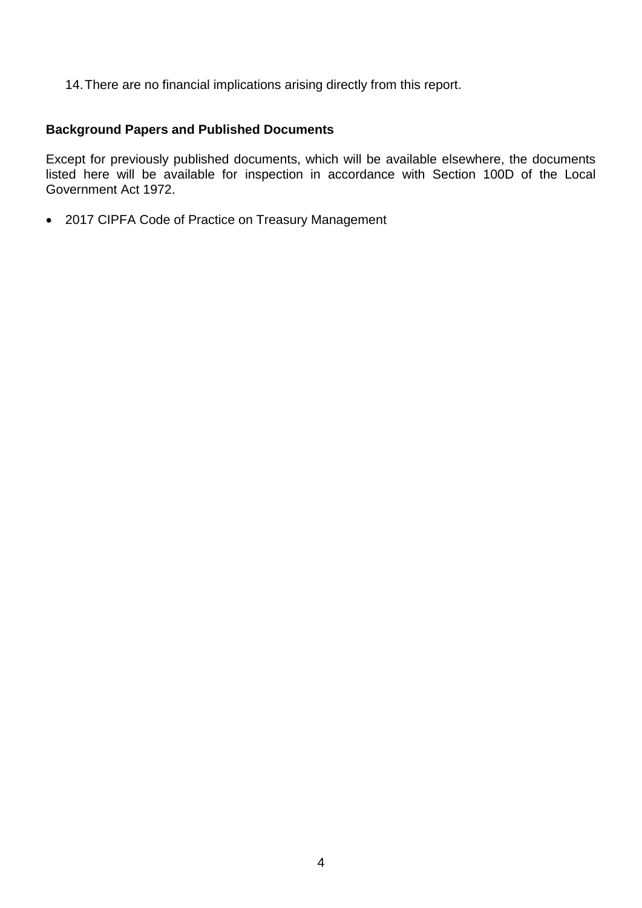14. There are no financial implications arising directly from this report.

**Background Papers and Published Documents**

Except for previously published documents, which will be available elsewhere, the documents listed here will be available for inspection in accordance with Section 100D of the Local Government Act 1972.

- 2017 CIPFA Code of Practice on Treasury Management